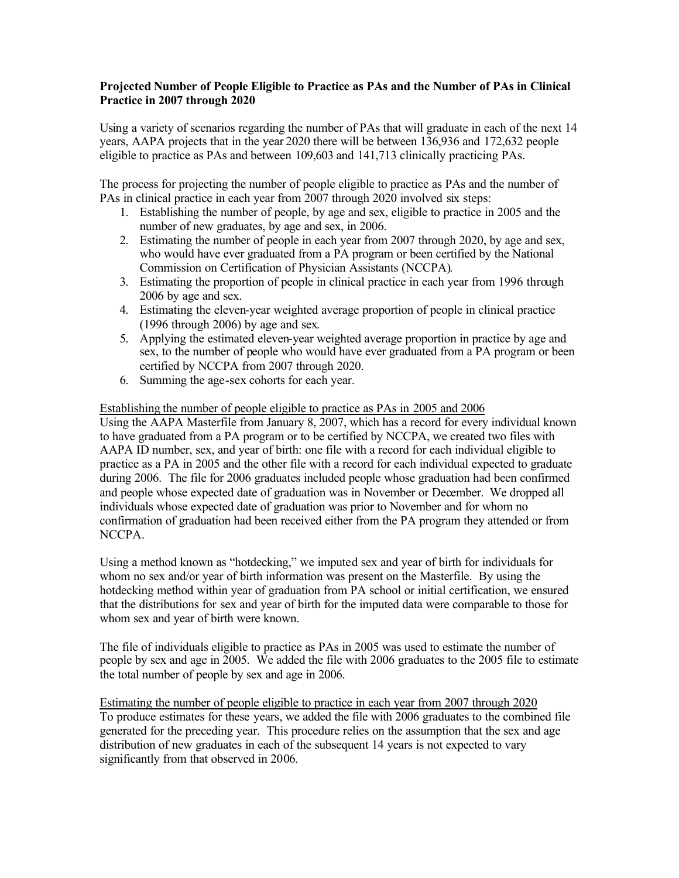**Projected Number of People Eligible to Practice as PAs and the Number of PAs in Clinical Practice in 2007 through 2020**

Using a variety of scenarios regarding the number of PAs that will graduate in each of the next 14 years, AAPA projects that in the year 2020 there will be between 136,936 and 172,632 people eligible to practice as PAs and between 109,603 and 141,713 clinically practicing PAs.

The process for projecting the number of people eligible to practice as PAs and the number of PAs in clinical practice in each year from 2007 through 2020 involved six steps:

1. Establishing the number of people, by age and sex, eligible to practice in 2005 and the number of new graduates, by age and sex, in 2006.
2. Estimating the number of people in each year from 2007 through 2020, by age and sex, who would have ever graduated from a PA program or been certified by the National Commission on Certification of Physician Assistants (NCCPA).
3. Estimating the proportion of people in clinical practice in each year from 1996 through 2006 by age and sex.
4. Estimating the eleven-year weighted average proportion of people in clinical practice (1996 through 2006) by age and sex.
5. Applying the estimated eleven-year weighted average proportion in practice by age and sex, to the number of people who would have ever graduated from a PA program or been certified by NCCPA from 2007 through 2020.
6. Summing the age-sex cohorts for each year.

<u>Establishing the number of people eligible to practice as PAs in 2005 and 2006</u>

Using the AAPA Masterfile from January 8, 2007, which has a record for every individual known to have graduated from a PA program or to be certified by NCCPA, we created two files with AAPA ID number, sex, and year of birth: one file with a record for each individual eligible to practice as a PA in 2005 and the other file with a record for each individual expected to graduate during 2006. The file for 2006 graduates included people whose graduation had been confirmed and people whose expected date of graduation was in November or December. We dropped all individuals whose expected date of graduation was prior to November and for whom no confirmation of graduation had been received either from the PA program they attended or from NCCPA.

Using a method known as "hotdecking," we imputed sex and year of birth for individuals for whom no sex and/or year of birth information was present on the Masterfile. By using the hotdecking method within year of graduation from PA school or initial certification, we ensured that the distributions for sex and year of birth for the imputed data were comparable to those for whom sex and year of birth were known.

The file of individuals eligible to practice as PAs in 2005 was used to estimate the number of people by sex and age in 2005. We added the file with 2006 graduates to the 2005 file to estimate the total number of people by sex and age in 2006.

<u>Estimating the number of people eligible to practice in each year from 2007 through 2020</u>

To produce estimates for these years, we added the file with 2006 graduates to the combined file generated for the preceding year. This procedure relies on the assumption that the sex and age distribution of new graduates in each of the subsequent 14 years is not expected to vary significantly from that observed in 2006.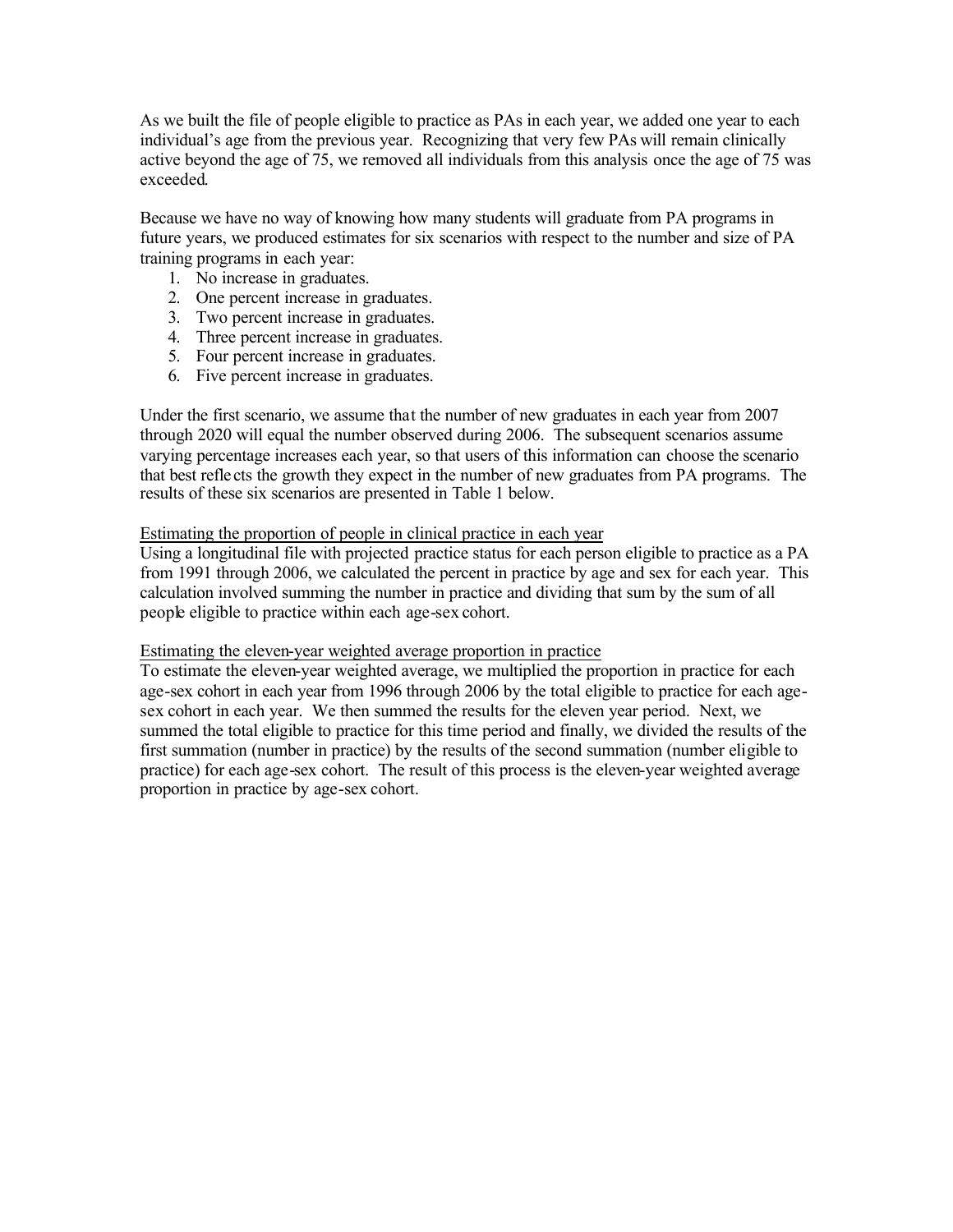As we built the file of people eligible to practice as PAs in each year, we added one year to each individual's age from the previous year. Recognizing that very few PAs will remain clinically active beyond the age of 75, we removed all individuals from this analysis once the age of 75 was exceeded.

Because we have no way of knowing how many students will graduate from PA programs in future years, we produced estimates for six scenarios with respect to the number and size of PA training programs in each year:

1. No increase in graduates.
2. One percent increase in graduates.
3. Two percent increase in graduates.
4. Three percent increase in graduates.
5. Four percent increase in graduates.
6. Five percent increase in graduates.

Under the first scenario, we assume that the number of new graduates in each year from 2007 through 2020 will equal the number observed during 2006. The subsequent scenarios assume varying percentage increases each year, so that users of this information can choose the scenario that best reflects the growth they expect in the number of new graduates from PA programs. The results of these six scenarios are presented in Table 1 below.

<u>Estimating the proportion of people in clinical practice in each year</u>

Using a longitudinal file with projected practice status for each person eligible to practice as a PA from 1991 through 2006, we calculated the percent in practice by age and sex for each year. This calculation involved summing the number in practice and dividing that sum by the sum of all people eligible to practice within each age-sex cohort.

<u>Estimating the eleven-year weighted average proportion in practice</u>

To estimate the eleven-year weighted average, we multiplied the proportion in practice for each age-sex cohort in each year from 1996 through 2006 by the total eligible to practice for each age-sex cohort in each year. We then summed the results for the eleven year period. Next, we summed the total eligible to practice for this time period and finally, we divided the results of the first summation (number in practice) by the results of the second summation (number eligible to practice) for each age-sex cohort. The result of this process is the eleven-year weighted average proportion in practice by age-sex cohort.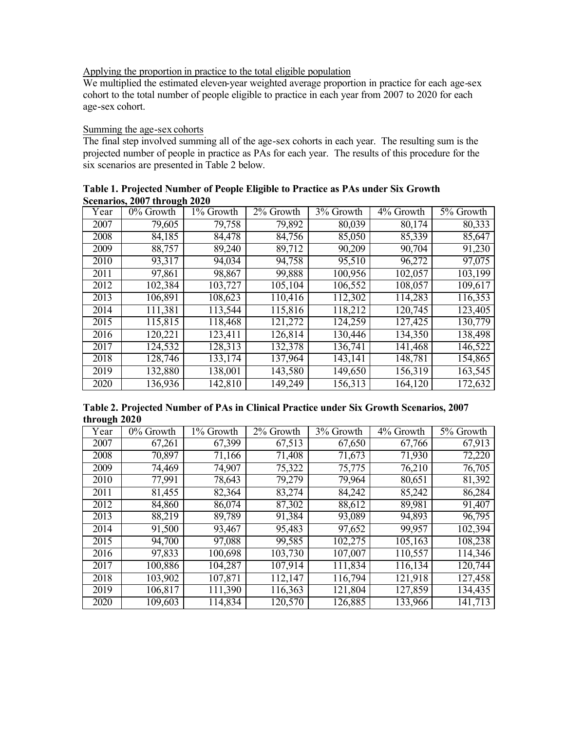Applying the proportion in practice to the total eligible population

We multiplied the estimated eleven-year weighted average proportion in practice for each age-sex cohort to the total number of people eligible to practice in each year from 2007 to 2020 for each age-sex cohort.

Summing the age-sex cohorts

The final step involved summing all of the age-sex cohorts in each year. The resulting sum is the projected number of people in practice as PAs for each year. The results of this procedure for the six scenarios are presented in Table 2 below.

**Table 1. Projected Number of People Eligible to Practice as PAs under Six Growth Scenarios, 2007 through 2020**

| Year | 0% Growth | 1% Growth | 2% Growth | 3% Growth | 4% Growth | 5% Growth |
|---|---|---|---|---|---|---|
| 2007 | 79,605 | 79,758 | 79,892 | 80,039 | 80,174 | 80,333 |
| 2008 | 84,185 | 84,478 | 84,756 | 85,050 | 85,339 | 85,647 |
| 2009 | 88,757 | 89,240 | 89,712 | 90,209 | 90,704 | 91,230 |
| 2010 | 93,317 | 94,034 | 94,758 | 95,510 | 96,272 | 97,075 |
| 2011 | 97,861 | 98,867 | 99,888 | 100,956 | 102,057 | 103,199 |
| 2012 | 102,384 | 103,727 | 105,104 | 106,552 | 108,057 | 109,617 |
| 2013 | 106,891 | 108,623 | 110,416 | 112,302 | 114,283 | 116,353 |
| 2014 | 111,381 | 113,544 | 115,816 | 118,212 | 120,745 | 123,405 |
| 2015 | 115,815 | 118,468 | 121,272 | 124,259 | 127,425 | 130,779 |
| 2016 | 120,221 | 123,411 | 126,814 | 130,446 | 134,350 | 138,498 |
| 2017 | 124,532 | 128,313 | 132,378 | 136,741 | 141,468 | 146,522 |
| 2018 | 128,746 | 133,174 | 137,964 | 143,141 | 148,781 | 154,865 |
| 2019 | 132,880 | 138,001 | 143,580 | 149,650 | 156,319 | 163,545 |
| 2020 | 136,936 | 142,810 | 149,249 | 156,313 | 164,120 | 172,632 |

**Table 2. Projected Number of PAs in Clinical Practice under Six Growth Scenarios, 2007 through 2020**

| Year | 0% Growth | 1% Growth | 2% Growth | 3% Growth | 4% Growth | 5% Growth |
|---|---|---|---|---|---|---|
| 2007 | 67,261 | 67,399 | 67,513 | 67,650 | 67,766 | 67,913 |
| 2008 | 70,897 | 71,166 | 71,408 | 71,673 | 71,930 | 72,220 |
| 2009 | 74,469 | 74,907 | 75,322 | 75,775 | 76,210 | 76,705 |
| 2010 | 77,991 | 78,643 | 79,279 | 79,964 | 80,651 | 81,392 |
| 2011 | 81,455 | 82,364 | 83,274 | 84,242 | 85,242 | 86,284 |
| 2012 | 84,860 | 86,074 | 87,302 | 88,612 | 89,981 | 91,407 |
| 2013 | 88,219 | 89,789 | 91,384 | 93,089 | 94,893 | 96,795 |
| 2014 | 91,500 | 93,467 | 95,483 | 97,652 | 99,957 | 102,394 |
| 2015 | 94,700 | 97,088 | 99,585 | 102,275 | 105,163 | 108,238 |
| 2016 | 97,833 | 100,698 | 103,730 | 107,007 | 110,557 | 114,346 |
| 2017 | 100,886 | 104,287 | 107,914 | 111,834 | 116,134 | 120,744 |
| 2018 | 103,902 | 107,871 | 112,147 | 116,794 | 121,918 | 127,458 |
| 2019 | 106,817 | 111,390 | 116,363 | 121,804 | 127,859 | 134,435 |
| 2020 | 109,603 | 114,834 | 120,570 | 126,885 | 133,966 | 141,713 |